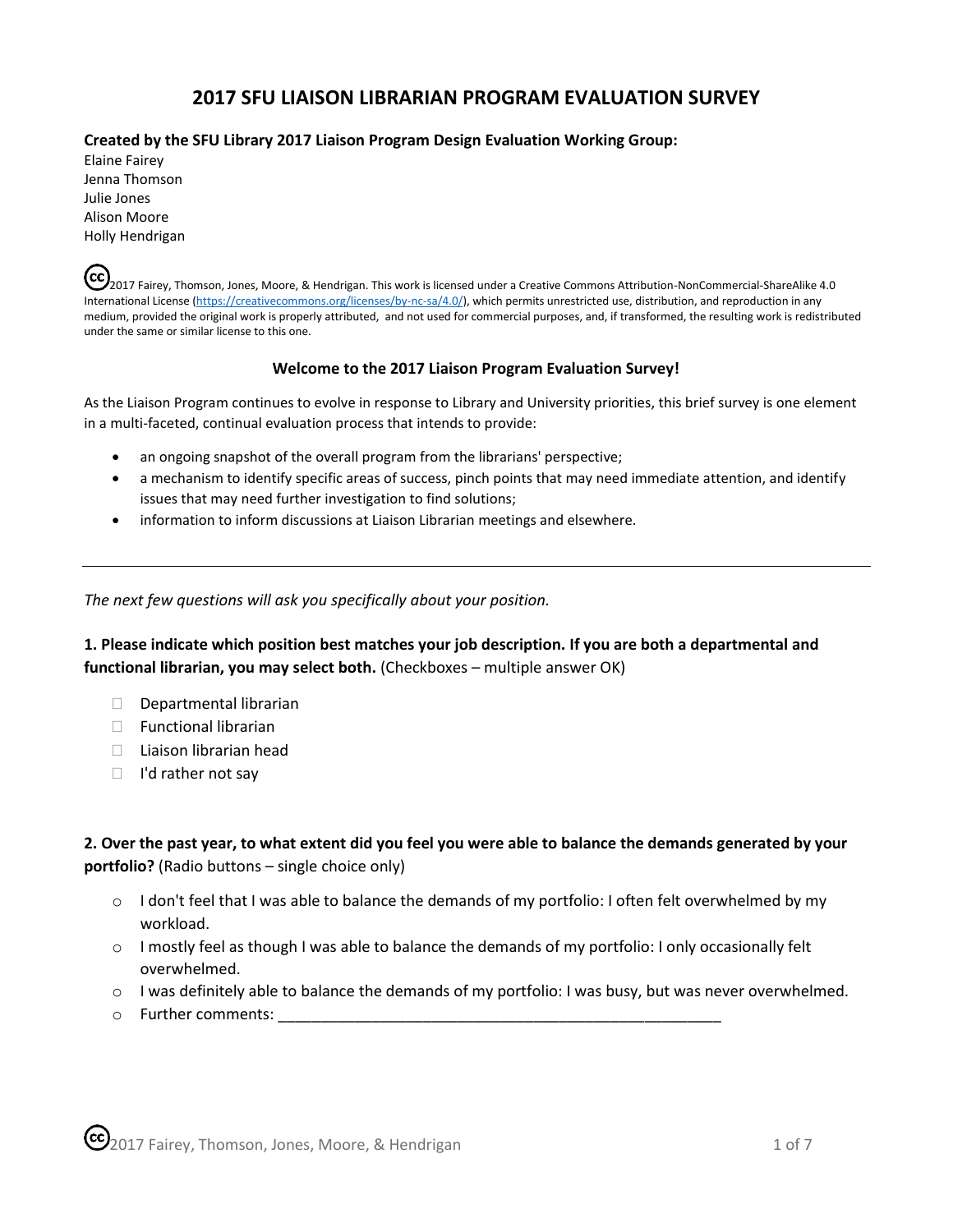# 2017 SFU LIAISON LIBRARIAN PROGRAM EVALUATION SURVEY

**Created by the SFU Library 2017 Liaison Program Design Evaluation Working Group:**
Elaine Fairey
Jenna Thomson
Julie Jones
Alison Moore
Holly Hendrigan

(cc) 2017 Fairey, Thomson, Jones, Moore, & Hendrigan. This work is licensed under a Creative Commons Attribution-NonCommercial-ShareAlike 4.0 International License (https://creativecommons.org/licenses/by-nc-sa/4.0/), which permits unrestricted use, distribution, and reproduction in any medium, provided the original work is properly attributed, and not used for commercial purposes, and, if transformed, the resulting work is redistributed under the same or similar license to this one.

### Welcome to the 2017 Liaison Program Evaluation Survey!

As the Liaison Program continues to evolve in response to Library and University priorities, this brief survey is one element in a multi-faceted, continual evaluation process that intends to provide:

- an ongoing snapshot of the overall program from the librarians' perspective;
- a mechanism to identify specific areas of success, pinch points that may need immediate attention, and identify issues that may need further investigation to find solutions;
- information to inform discussions at Liaison Librarian meetings and elsewhere.

---

*The next few questions will ask you specifically about your position.*

**1. Please indicate which position best matches your job description. If you are both a departmental and functional librarian, you may select both.** (Checkboxes – multiple answer OK)

- ☐ Departmental librarian
- ☐ Functional librarian
- ☐ Liaison librarian head
- ☐ I'd rather not say

**2. Over the past year, to what extent did you feel you were able to balance the demands generated by your portfolio?** (Radio buttons – single choice only)

- ○ I don't feel that I was able to balance the demands of my portfolio: I often felt overwhelmed by my workload.
- ○ I mostly feel as though I was able to balance the demands of my portfolio: I only occasionally felt overwhelmed.
- ○ I was definitely able to balance the demands of my portfolio: I was busy, but was never overwhelmed.
- ○ Further comments: ____________________________________________________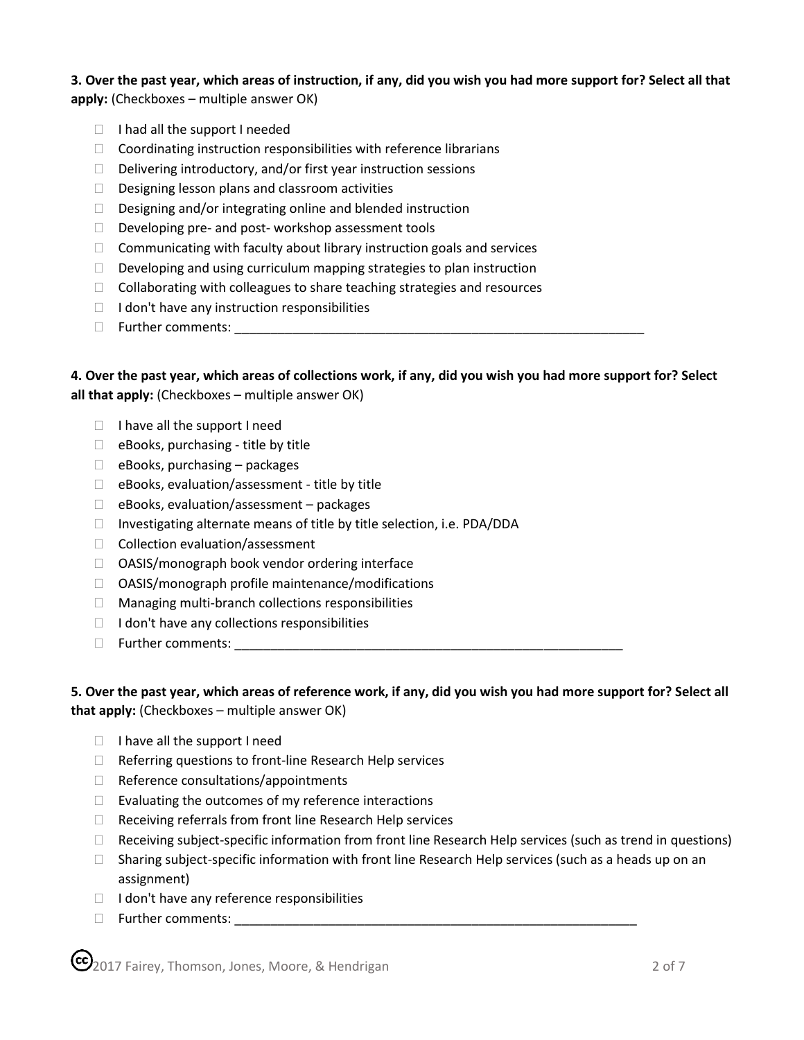**3. Over the past year, which areas of instruction, if any, did you wish you had more support for? Select all that apply:** (Checkboxes – multiple answer OK)

- ☐ I had all the support I needed
- ☐ Coordinating instruction responsibilities with reference librarians
- ☐ Delivering introductory, and/or first year instruction sessions
- ☐ Designing lesson plans and classroom activities
- ☐ Designing and/or integrating online and blended instruction
- ☐ Developing pre- and post- workshop assessment tools
- ☐ Communicating with faculty about library instruction goals and services
- ☐ Developing and using curriculum mapping strategies to plan instruction
- ☐ Collaborating with colleagues to share teaching strategies and resources
- ☐ I don't have any instruction responsibilities
- ☐ Further comments: ___________________________________________________________

**4. Over the past year, which areas of collections work, if any, did you wish you had more support for? Select all that apply:** (Checkboxes – multiple answer OK)

- ☐ I have all the support I need
- ☐ eBooks, purchasing - title by title
- ☐ eBooks, purchasing – packages
- ☐ eBooks, evaluation/assessment - title by title
- ☐ eBooks, evaluation/assessment – packages
- ☐ Investigating alternate means of title by title selection, i.e. PDA/DDA
- ☐ Collection evaluation/assessment
- ☐ OASIS/monograph book vendor ordering interface
- ☐ OASIS/monograph profile maintenance/modifications
- ☐ Managing multi-branch collections responsibilities
- ☐ I don't have any collections responsibilities
- ☐ Further comments: ________________________________________________________

**5. Over the past year, which areas of reference work, if any, did you wish you had more support for? Select all that apply:** (Checkboxes – multiple answer OK)

- ☐ I have all the support I need
- ☐ Referring questions to front-line Research Help services
- ☐ Reference consultations/appointments
- ☐ Evaluating the outcomes of my reference interactions
- ☐ Receiving referrals from front line Research Help services
- ☐ Receiving subject-specific information from front line Research Help services (such as trend in questions)
- ☐ Sharing subject-specific information with front line Research Help services (such as a heads up on an assignment)
- ☐ I don't have any reference responsibilities
- ☐ Further comments: __________________________________________________________

🅭 2017 Fairey, Thomson, Jones, Moore, & Hendrigan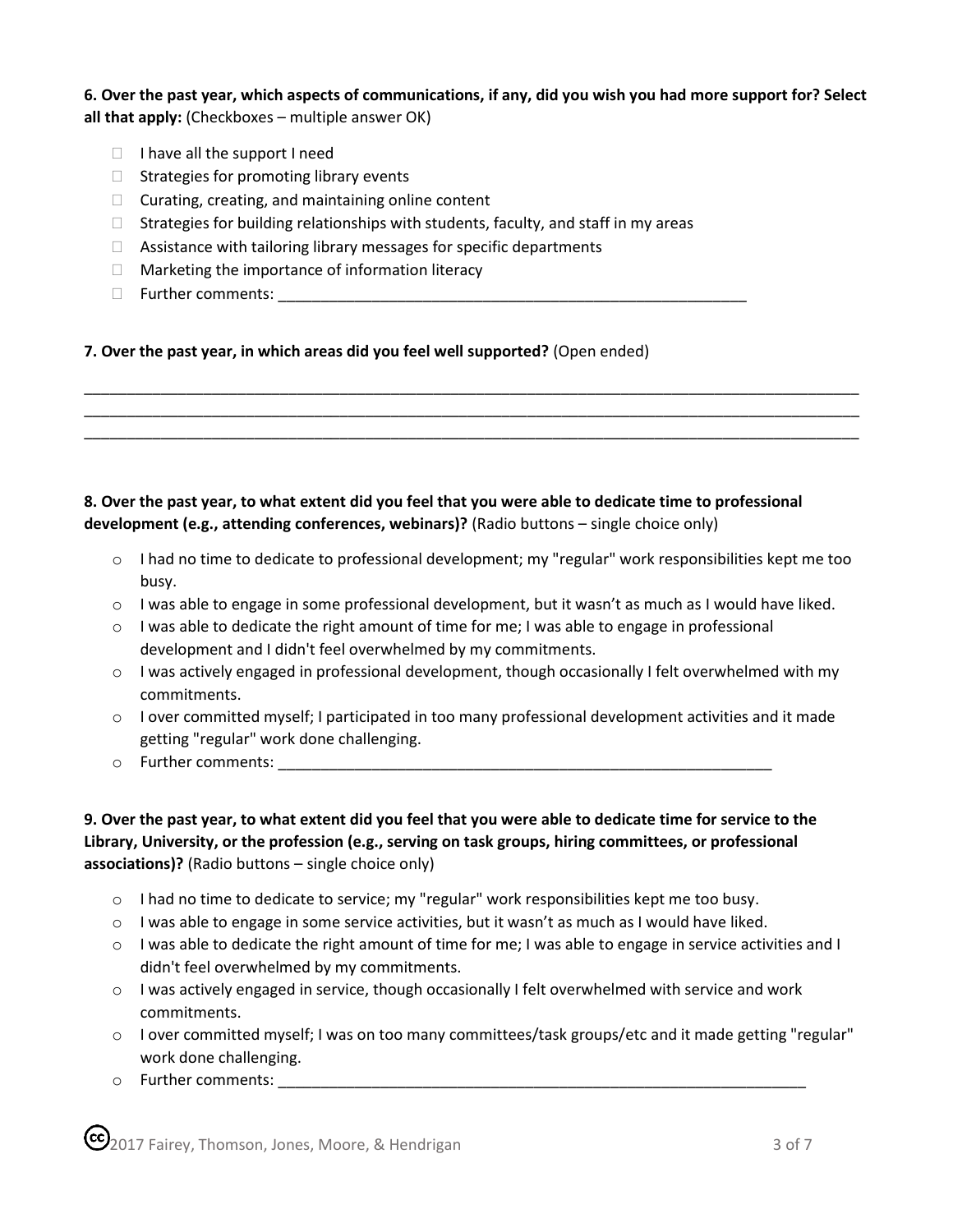**6. Over the past year, which aspects of communications, if any, did you wish you had more support for? Select all that apply:** (Checkboxes – multiple answer OK)

- ☐ I have all the support I need
- ☐ Strategies for promoting library events
- ☐ Curating, creating, and maintaining online content
- ☐ Strategies for building relationships with students, faculty, and staff in my areas
- ☐ Assistance with tailoring library messages for specific departments
- ☐ Marketing the importance of information literacy
- ☐ Further comments: ________________________________________________________

**7. Over the past year, in which areas did you feel well supported?** (Open ended)

______________________________________________________________________________________________
______________________________________________________________________________________________
______________________________________________________________________________________________

**8. Over the past year, to what extent did you feel that you were able to dedicate time to professional development (e.g., attending conferences, webinars)?** (Radio buttons – single choice only)

- o I had no time to dedicate to professional development; my "regular" work responsibilities kept me too busy.
- o I was able to engage in some professional development, but it wasn't as much as I would have liked.
- o I was able to dedicate the right amount of time for me; I was able to engage in professional development and I didn't feel overwhelmed by my commitments.
- o I was actively engaged in professional development, though occasionally I felt overwhelmed with my commitments.
- o I over committed myself; I participated in too many professional development activities and it made getting "regular" work done challenging.
- o Further comments: ____________________________________________________________

**9. Over the past year, to what extent did you feel that you were able to dedicate time for service to the Library, University, or the profession (e.g., serving on task groups, hiring committees, or professional associations)?** (Radio buttons – single choice only)

- o I had no time to dedicate to service; my "regular" work responsibilities kept me too busy.
- o I was able to engage in some service activities, but it wasn't as much as I would have liked.
- o I was able to dedicate the right amount of time for me; I was able to engage in service activities and I didn't feel overwhelmed by my commitments.
- o I was actively engaged in service, though occasionally I felt overwhelmed with service and work commitments.
- o I over committed myself; I was on too many committees/task groups/etc and it made getting "regular" work done challenging.
- o Further comments: ________________________________________________________________

(cc) 2017 Fairey, Thomson, Jones, Moore, & Hendrigan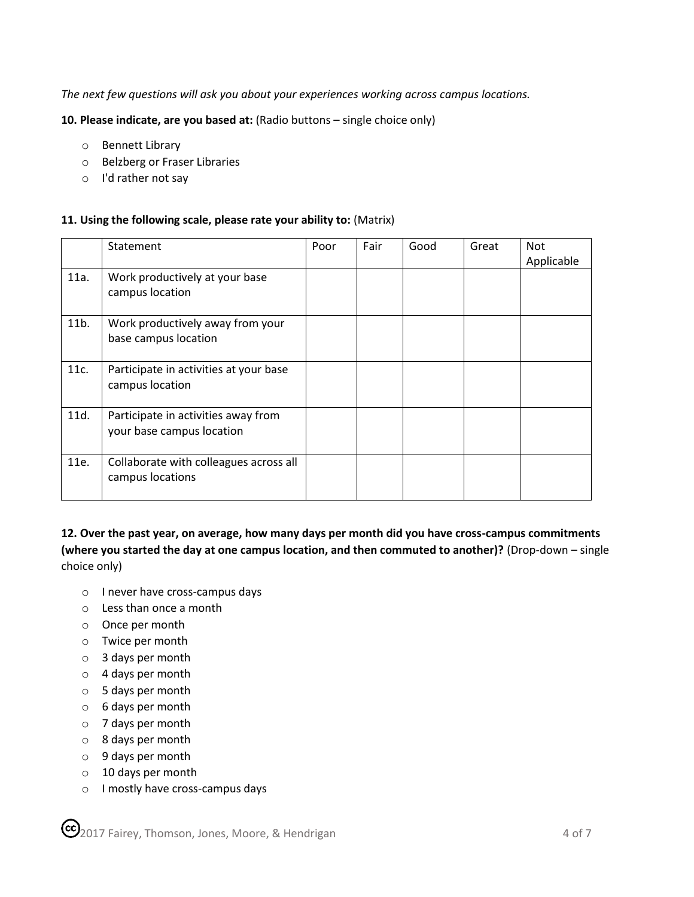*The next few questions will ask you about your experiences working across campus locations.*

**10. Please indicate, are you based at:** (Radio buttons – single choice only)

- Bennett Library
- Belzberg or Fraser Libraries
- I'd rather not say

**11. Using the following scale, please rate your ability to:** (Matrix)

| | Statement | Poor | Fair | Good | Great | Not Applicable |
|---|---|---|---|---|---|---|
| 11a. | Work productively at your base campus location | | | | | |
| 11b. | Work productively away from your base campus location | | | | | |
| 11c. | Participate in activities at your base campus location | | | | | |
| 11d. | Participate in activities away from your base campus location | | | | | |
| 11e. | Collaborate with colleagues across all campus locations | | | | | |

**12. Over the past year, on average, how many days per month did you have cross-campus commitments (where you started the day at one campus location, and then commuted to another)?** (Drop-down – single choice only)

- I never have cross-campus days
- Less than once a month
- Once per month
- Twice per month
- 3 days per month
- 4 days per month
- 5 days per month
- 6 days per month
- 7 days per month
- 8 days per month
- 9 days per month
- 10 days per month
- I mostly have cross-campus days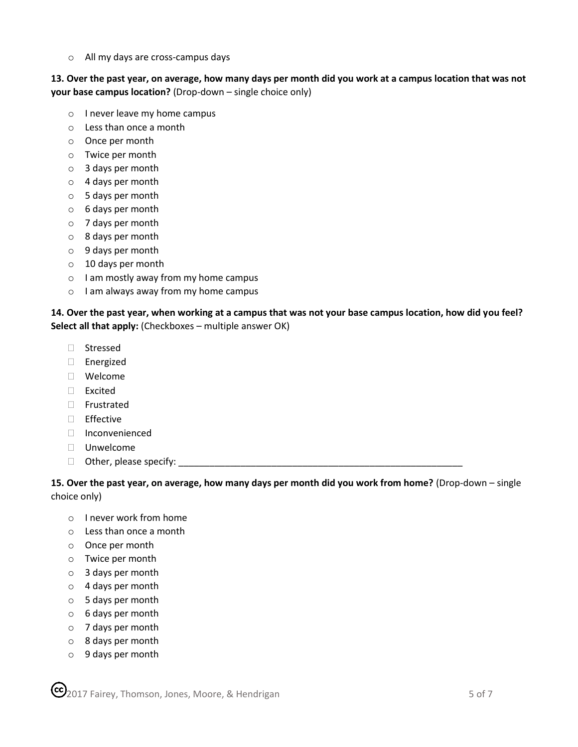- All my days are cross-campus days

**13. Over the past year, on average, how many days per month did you work at a campus location that was not your base campus location?** (Drop-down – single choice only)

- I never leave my home campus
- Less than once a month
- Once per month
- Twice per month
- 3 days per month
- 4 days per month
- 5 days per month
- 6 days per month
- 7 days per month
- 8 days per month
- 9 days per month
- 10 days per month
- I am mostly away from my home campus
- I am always away from my home campus

**14. Over the past year, when working at a campus that was not your base campus location, how did you feel? Select all that apply:** (Checkboxes – multiple answer OK)

- ☐ Stressed
- ☐ Energized
- ☐ Welcome
- ☐ Excited
- ☐ Frustrated
- ☐ Effective
- ☐ Inconvenienced
- ☐ Unwelcome
- ☐ Other, please specify: ___________________________________________________________

**15. Over the past year, on average, how many days per month did you work from home?** (Drop-down – single choice only)

- I never work from home
- Less than once a month
- Once per month
- Twice per month
- 3 days per month
- 4 days per month
- 5 days per month
- 6 days per month
- 7 days per month
- 8 days per month
- 9 days per month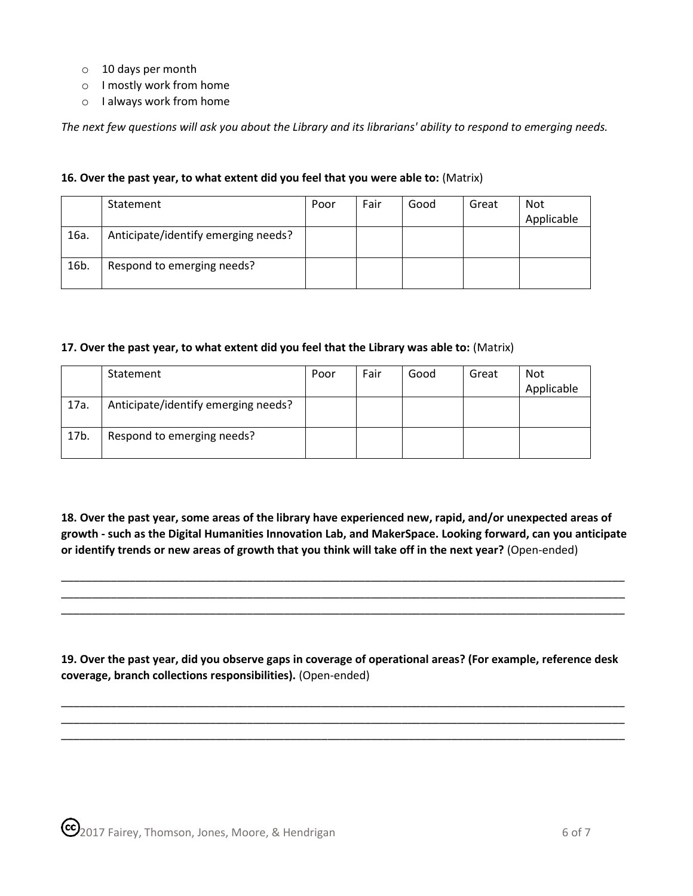- 10 days per month
- I mostly work from home
- I always work from home

*The next few questions will ask you about the Library and its librarians' ability to respond to emerging needs.*

**16. Over the past year, to what extent did you feel that you were able to:** (Matrix)

| | Statement | Poor | Fair | Good | Great | Not Applicable |
|---|---|---|---|---|---|---|
| 16a. | Anticipate/identify emerging needs? | | | | | |
| 16b. | Respond to emerging needs? | | | | | |

**17. Over the past year, to what extent did you feel that the Library was able to:** (Matrix)

| | Statement | Poor | Fair | Good | Great | Not Applicable |
|---|---|---|---|---|---|---|
| 17a. | Anticipate/identify emerging needs? | | | | | |
| 17b. | Respond to emerging needs? | | | | | |

**18. Over the past year, some areas of the library have experienced new, rapid, and/or unexpected areas of growth - such as the Digital Humanities Innovation Lab, and MakerSpace. Looking forward, can you anticipate or identify trends or new areas of growth that you think will take off in the next year?** (Open-ended)

___________________________________________________________________________
___________________________________________________________________________
___________________________________________________________________________

**19. Over the past year, did you observe gaps in coverage of operational areas? (For example, reference desk coverage, branch collections responsibilities).** (Open-ended)

___________________________________________________________________________
___________________________________________________________________________
___________________________________________________________________________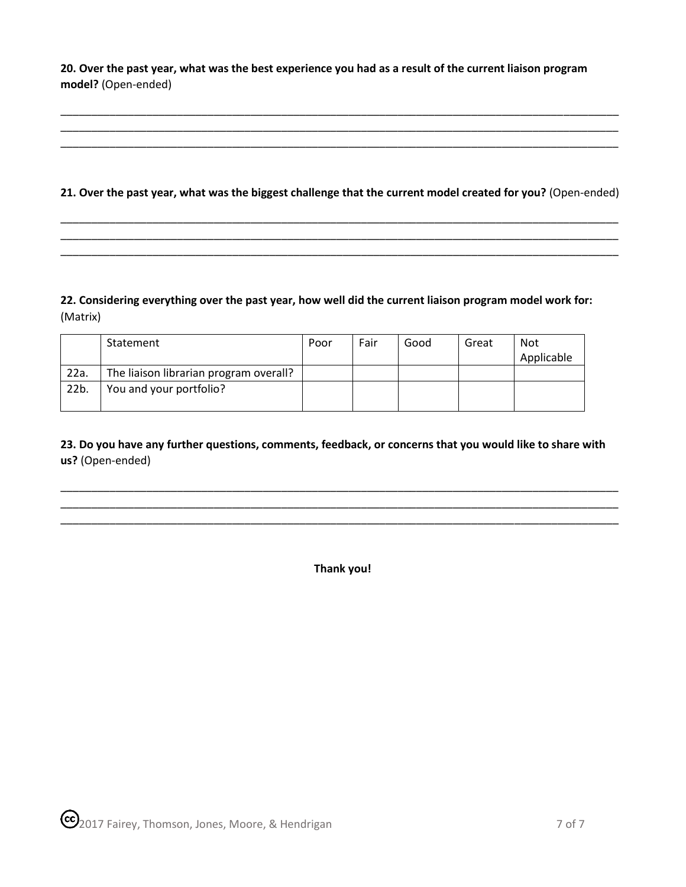**20. Over the past year, what was the best experience you had as a result of the current liaison program model?** (Open-ended)

_______________________________________________________________________________
_______________________________________________________________________________
_______________________________________________________________________________

**21. Over the past year, what was the biggest challenge that the current model created for you?** (Open-ended)

_______________________________________________________________________________
_______________________________________________________________________________
_______________________________________________________________________________

**22. Considering everything over the past year, how well did the current liaison program model work for:** (Matrix)

| | Statement | Poor | Fair | Good | Great | Not Applicable |
|---|---|---|---|---|---|---|
| 22a. | The liaison librarian program overall? | | | | | |
| 22b. | You and your portfolio? | | | | | |

**23. Do you have any further questions, comments, feedback, or concerns that you would like to share with us?** (Open-ended)

_______________________________________________________________________________
_______________________________________________________________________________
_______________________________________________________________________________

**Thank you!**

© 2017 Fairey, Thomson, Jones, Moore, & Hendrigan